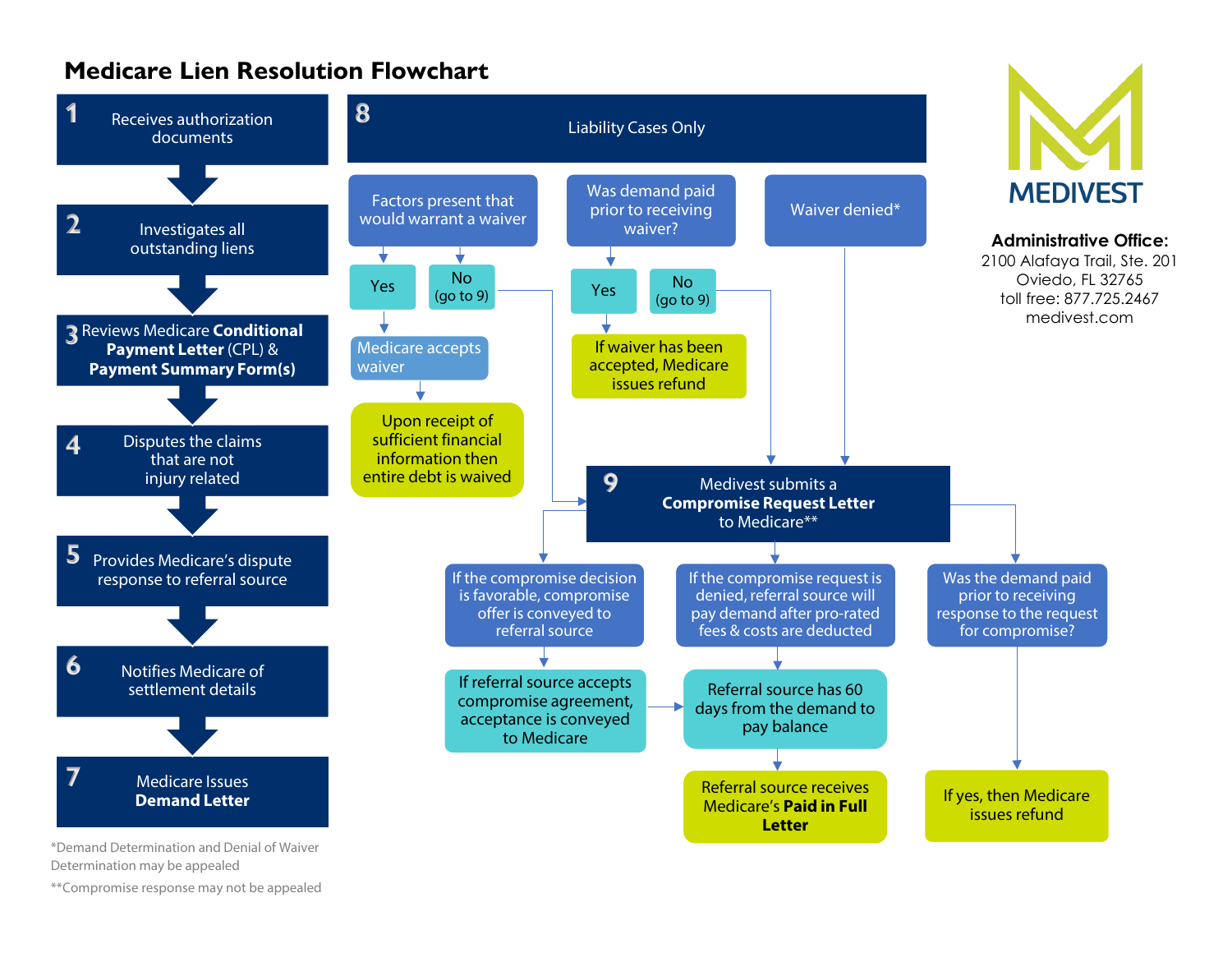# Medicare Lien Resolution Flowchart

1. Receives authorization documents
2. Investigates all outstanding liens
3. Reviews Medicare **Conditional Payment Letter** (CPL) & **Payment Summary Form(s)**
4. Disputes the claims that are not injury related
5. Provides Medicare's dispute response to referral source
6. Notifies Medicare of settlement details
7. Medicare Issues **Demand Letter**

*Demand Determination and Denial of Waiver Determination may be appealed

**Compromise response may not be appealed

## 8 Liability Cases Only

**Factors present that would warrant a waiver**

- Yes → Medicare accepts waiver → Upon receipt of sufficient financial information then entire debt is waived
- No (go to 9)

**Was demand paid prior to receiving waiver?**

- Yes → If waiver has been accepted, Medicare issues refund
- No (go to 9)

**Waiver denied*** → 9

## 9 Medivest submits a **Compromise Request Letter** to Medicare**

- If the compromise decision is favorable, compromise offer is conveyed to referral source → If referral source accepts compromise agreement, acceptance is conveyed to Medicare → Referral source has 60 days from the demand to pay balance
- If the compromise request is denied, referral source will pay demand after pro-rated fees & costs are deducted → Referral source has 60 days from the demand to pay balance → Referral source receives Medicare's **Paid in Full Letter**
- Was the demand paid prior to receiving response to the request for compromise? → If yes, then Medicare issues refund

**MEDIVEST**

**Administrative Office:**
2100 Alafaya Trail, Ste. 201
Oviedo, FL 32765
toll free: 877.725.2467
medivest.com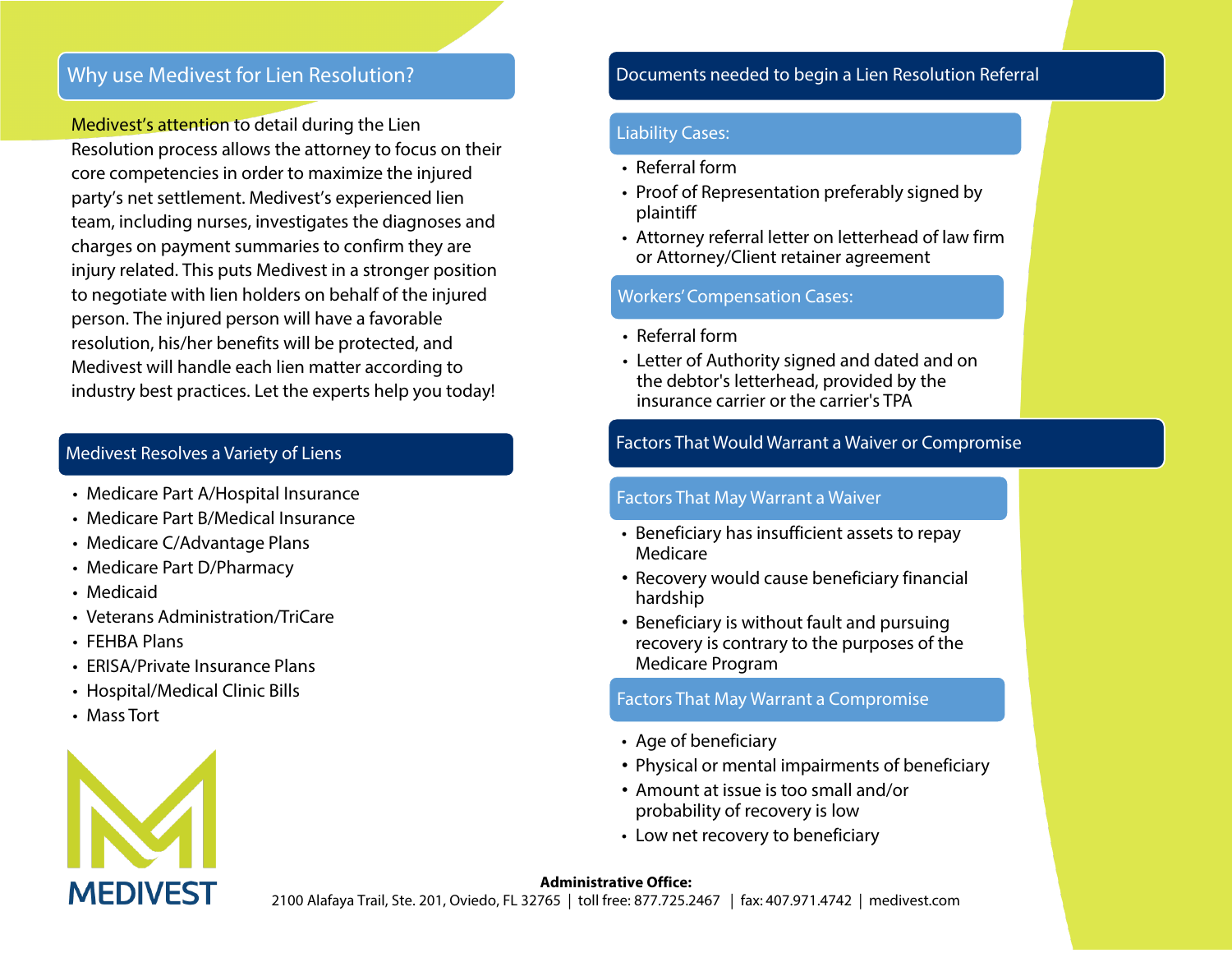## Why use Medivest for Lien Resolution?

Medivest's attention to detail during the Lien Resolution process allows the attorney to focus on their core competencies in order to maximize the injured party's net settlement. Medivest's experienced lien team, including nurses, investigates the diagnoses and charges on payment summaries to confirm they are injury related. This puts Medivest in a stronger position to negotiate with lien holders on behalf of the injured person. The injured person will have a favorable resolution, his/her benefits will be protected, and Medivest will handle each lien matter according to industry best practices. Let the experts help you today!

## Medivest Resolves a Variety of Liens

- Medicare Part A/Hospital Insurance
- Medicare Part B/Medical Insurance
- Medicare C/Advantage Plans
- Medicare Part D/Pharmacy
- Medicaid
- Veterans Administration/TriCare
- FEHBA Plans
- ERISA/Private Insurance Plans
- Hospital/Medical Clinic Bills
- Mass Tort

MEDIVEST

## Documents needed to begin a Lien Resolution Referral

### Liability Cases:

- Referral form
- Proof of Representation preferably signed by plaintiff
- Attorney referral letter on letterhead of law firm or Attorney/Client retainer agreement

### Workers' Compensation Cases:

- Referral form
- Letter of Authority signed and dated and on the debtor's letterhead, provided by the insurance carrier or the carrier's TPA

## Factors That Would Warrant a Waiver or Compromise

### Factors That May Warrant a Waiver

- Beneficiary has insufficient assets to repay Medicare
- Recovery would cause beneficiary financial hardship
- Beneficiary is without fault and pursuing recovery is contrary to the purposes of the Medicare Program

### Factors That May Warrant a Compromise

- Age of beneficiary
- Physical or mental impairments of beneficiary
- Amount at issue is too small and/or probability of recovery is low
- Low net recovery to beneficiary

**Administrative Office:**
2100 Alafaya Trail, Ste. 201, Oviedo, FL 32765 | toll free: 877.725.2467 | fax: 407.971.4742 | medivest.com